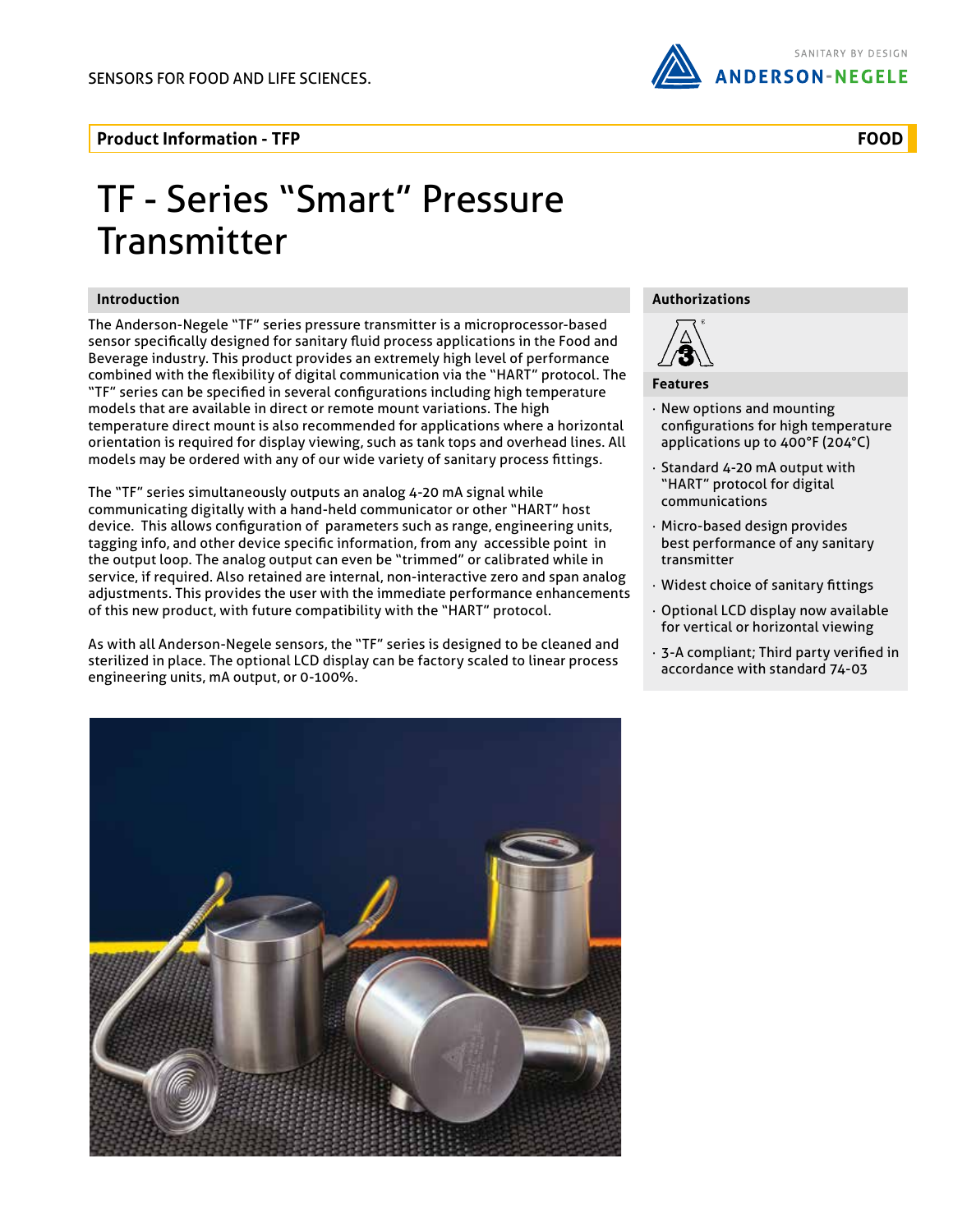SENSORS FOR FOOD AND LIFE SCIENCES.

SANITARY BY DESIGN
ANDERSON-NEGELE

**Product Information - TFP** **FOOD**

# TF - Series "Smart" Pressure Transmitter

## Introduction

The Anderson-Negele "TF" series pressure transmitter is a microprocessor-based sensor specifically designed for sanitary fluid process applications in the Food and Beverage industry. This product provides an extremely high level of performance combined with the flexibility of digital communication via the "HART" protocol. The "TF" series can be specified in several configurations including high temperature models that are available in direct or remote mount variations. The high temperature direct mount is also recommended for applications where a horizontal orientation is required for display viewing, such as tank tops and overhead lines. All models may be ordered with any of our wide variety of sanitary process fittings.

The "TF" series simultaneously outputs an analog 4-20 mA signal while communicating digitally with a hand-held communicator or other "HART" host device. This allows configuration of parameters such as range, engineering units, tagging info, and other device specific information, from any accessible point in the output loop. The analog output can even be "trimmed" or calibrated while in service, if required. Also retained are internal, non-interactive zero and span analog adjustments. This provides the user with the immediate performance enhancements of this new product, with future compatibility with the "HART" protocol.

As with all Anderson-Negele sensors, the "TF" series is designed to be cleaned and sterilized in place. The optional LCD display can be factory scaled to linear process engineering units, mA output, or 0-100%.

## Authorizations

## Features

- New options and mounting configurations for high temperature applications up to 400°F (204°C)
- Standard 4-20 mA output with "HART" protocol for digital communications
- Micro-based design provides best performance of any sanitary transmitter
- Widest choice of sanitary fittings
- Optional LCD display now available for vertical or horizontal viewing
- 3-A compliant; Third party verified in accordance with standard 74-03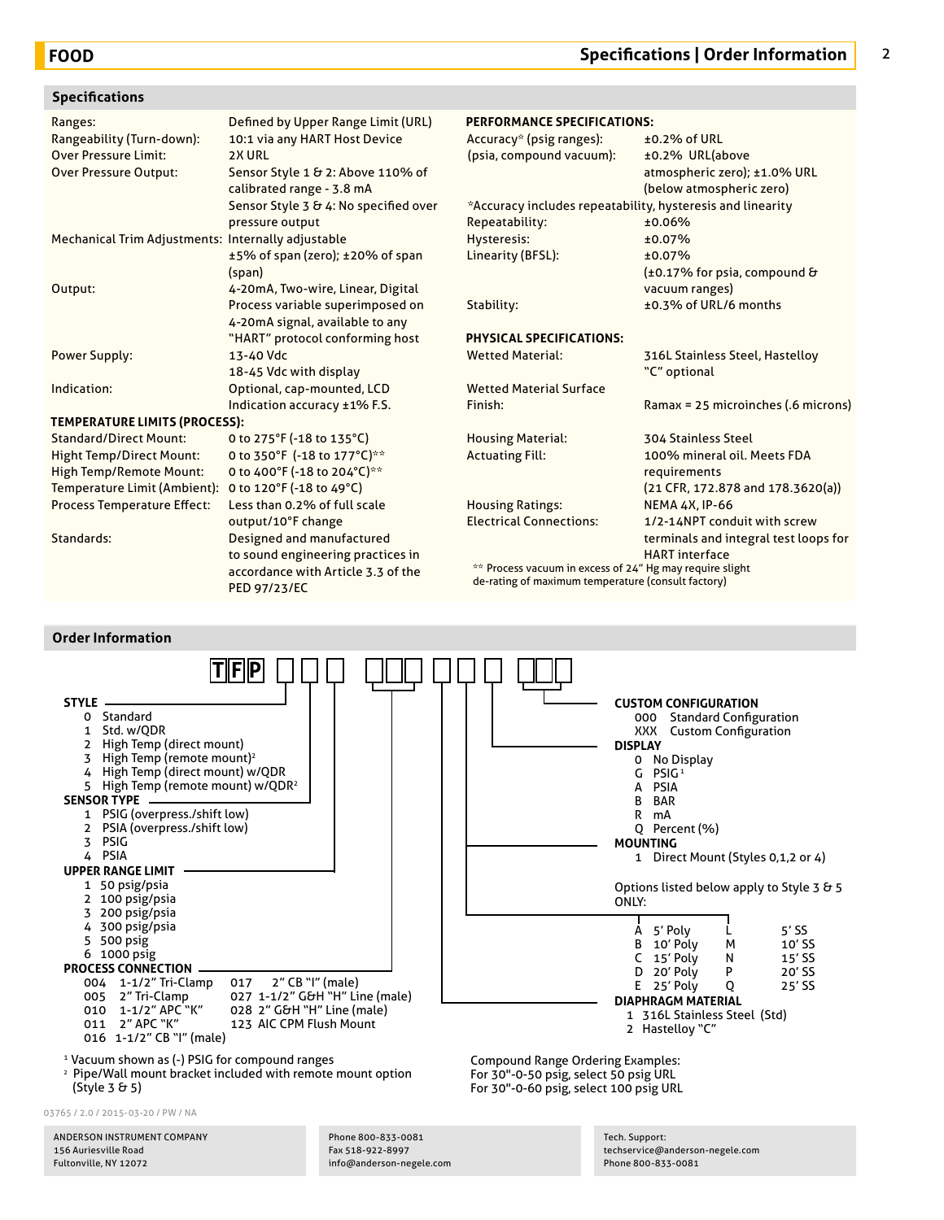## Specifications

| | |
|---|---|
| Ranges: | Defined by Upper Range Limit (URL) |
| Rangeability (Turn-down): | 10:1 via any HART Host Device |
| Over Pressure Limit: | 2X URL |
| Over Pressure Output: | Sensor Style 1 & 2: Above 110% of calibrated range - 3.8 mA<br>Sensor Style 3 & 4: No specified over pressure output |
| Mechanical Trim Adjustments: | Internally adjustable<br>±5% of span (zero); ±20% of span (span) |
| Output: | 4-20mA, Two-wire, Linear, Digital Process variable superimposed on 4-20mA signal, available to any "HART" protocol conforming host |
| Power Supply: | 13-40 Vdc<br>18-45 Vdc with display |
| Indication: | Optional, cap-mounted, LCD<br>Indication accuracy ±1% F.S. |

**TEMPERATURE LIMITS (PROCESS):**

| | |
|---|---|
| Standard/Direct Mount: | 0 to 275°F (-18 to 135°C) |
| Hight Temp/Direct Mount: | 0 to 350°F (-18 to 177°C)** |
| High Temp/Remote Mount: | 0 to 400°F (-18 to 204°C)** |
| Temperature Limit (Ambient): | 0 to 120°F (-18 to 49°C) |
| Process Temperature Effect: | Less than 0.2% of full scale output/10°F change |
| Standards: | Designed and manufactured to sound engineering practices in accordance with Article 3.3 of the PED 97/23/EC |

**PERFORMANCE SPECIFICATIONS:**

| | |
|---|---|
| Accuracy* (psig ranges): | ±0.2% of URL |
| (psia, compound vacuum): | ±0.2% URL(above atmospheric zero); ±1.0% URL (below atmospheric zero) |

*Accuracy includes repeatability, hysteresis and linearity

| | |
|---|---|
| Repeatability: | ±0.06% |
| Hysteresis: | ±0.07% |
| Linearity (BFSL): | ±0.07%<br>(±0.17% for psia, compound & vacuum ranges) |
| Stability: | ±0.3% of URL/6 months |

**PHYSICAL SPECIFICATIONS:**

| | |
|---|---|
| Wetted Material: | 316L Stainless Steel, Hastelloy "C" optional |
| Wetted Material Surface Finish: | Ramax = 25 microinches (.6 microns) |
| Housing Material: | 304 Stainless Steel |
| Actuating Fill: | 100% mineral oil. Meets FDA requirements (21 CFR, 172.878 and 178.3620(a)) |
| Housing Ratings: | NEMA 4X, IP-66 |
| Electrical Connections: | 1/2-14NPT conduit with screw terminals and integral test loops for HART interface |

** Process vacuum in excess of 24" Hg may require slight de-rating of maximum temperature (consult factory)

## Order Information

TFP □ □ □ □□□ □ □ □ □□□

**STYLE**
- 0 Standard
- 1 Std. w/QDR
- 2 High Temp (direct mount)
- 3 High Temp (remote mount)[2]
- 4 High Temp (direct mount) w/QDR
- 5 High Temp (remote mount) w/QDR[2]

**SENSOR TYPE**
- 1 PSIG (overpress./shift low)
- 2 PSIA (overpress./shift low)
- 3 PSIG
- 4 PSIA

**UPPER RANGE LIMIT**
- 1 50 psig/psia
- 2 100 psig/psia
- 3 200 psig/psia
- 4 300 psig/psia
- 5 500 psig
- 6 1000 psig

**PROCESS CONNECTION**
- 004 1-1/2" Tri-Clamp
- 005 2" Tri-Clamp
- 010 1-1/2" APC "K"
- 011 2" APC "K"
- 016 1-1/2" CB "I" (male)
- 017 2" CB "I" (male)
- 027 1-1/2" G&H "H" Line (male)
- 028 2" G&H "H" Line (male)
- 123 AIC CPM Flush Mount

**DIAPHRAGM MATERIAL**
- 1 316L Stainless Steel (Std)
- 2 Hastelloy "C"

**MOUNTING**
- 1 Direct Mount (Styles 0,1,2 or 4)

Options listed below apply to Style 3 & 5 ONLY:

| | | | |
|---|---|---|---|
| A | 5' Poly | L | 5' SS |
| B | 10' Poly | M | 10' SS |
| C | 15' Poly | N | 15' SS |
| D | 20' Poly | P | 20' SS |
| E | 25' Poly | Q | 25' SS |

**DISPLAY**
- 0 No Display
- G PSIG[1]
- A PSIA
- B BAR
- R mA
- Q Percent (%)

**CUSTOM CONFIGURATION**
- 000 Standard Configuration
- XXX Custom Configuration

[1] Vacuum shown as (-) PSIG for compound ranges
[2] Pipe/Wall mount bracket included with remote mount option (Style 3 & 5)

Compound Range Ordering Examples:
For 30"-0-50 psig, select 50 psig URL
For 30"-0-60 psig, select 100 psig URL

03765 / 2.0 / 2015-03-20 / PW / NA

ANDERSON INSTRUMENT COMPANY
156 Auriesville Road
Fultonville, NY 12072

Phone 800-833-0081
Fax 518-922-8997
info@anderson-negele.com

Tech. Support:
techservice@anderson-negele.com
Phone 800-833-0081